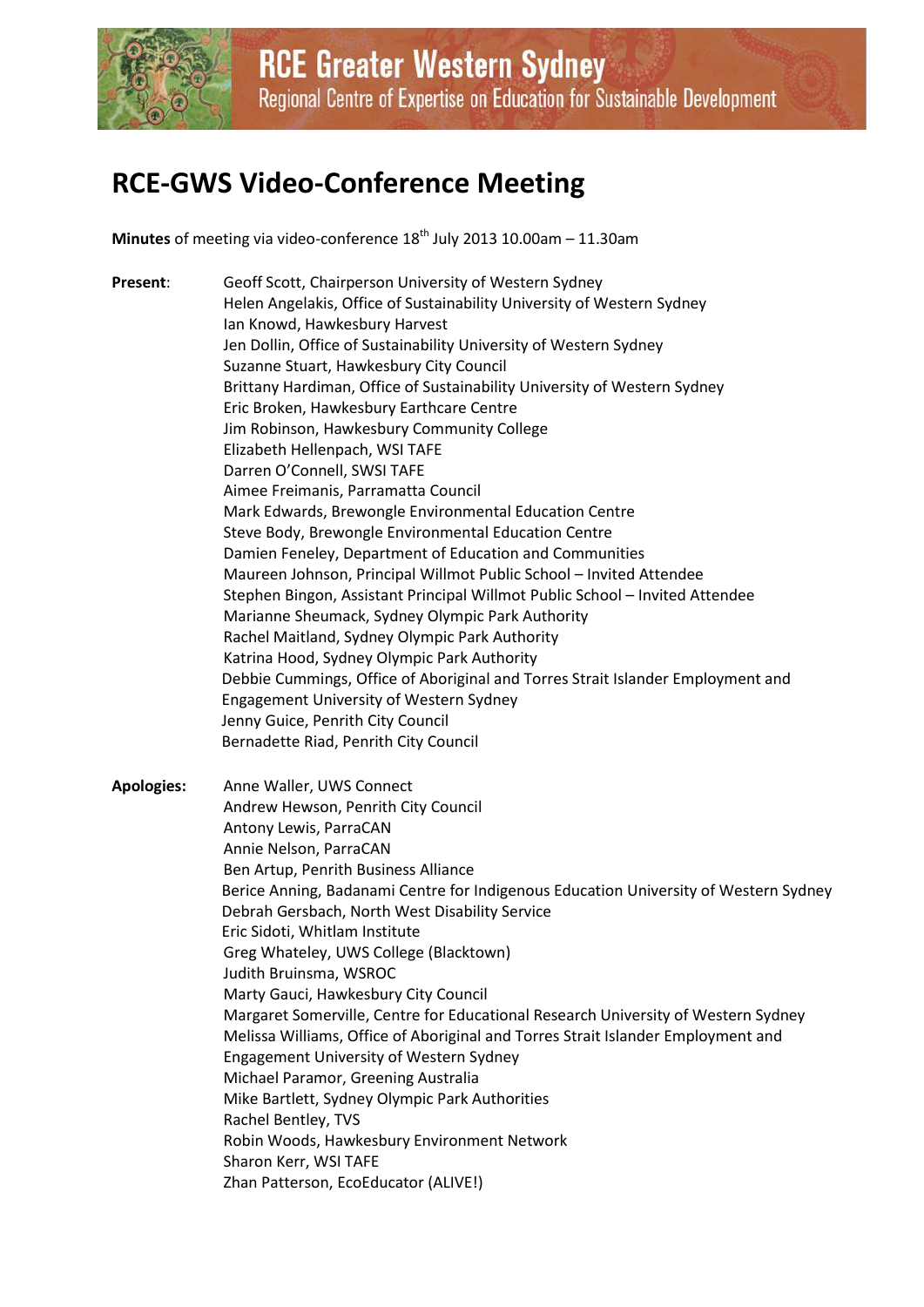# RCE Greater Western Sydney

Regional Centre of Expertise on Education for Sustainable Development

# RCE-GWS Video-Conference Meeting

**Minutes** of meeting via video-conference 18th July 2013 10.00am – 11.30am

**Present**:

Geoff Scott, Chairperson University of Western Sydney
Helen Angelakis, Office of Sustainability University of Western Sydney
Ian Knowd, Hawkesbury Harvest
Jen Dollin, Office of Sustainability University of Western Sydney
Suzanne Stuart, Hawkesbury City Council
Brittany Hardiman, Office of Sustainability University of Western Sydney
Eric Broken, Hawkesbury Earthcare Centre
Jim Robinson, Hawkesbury Community College
Elizabeth Hellenpach, WSI TAFE
Darren O'Connell, SWSI TAFE
Aimee Freimanis, Parramatta Council
Mark Edwards, Brewongle Environmental Education Centre
Steve Body, Brewongle Environmental Education Centre
Damien Feneley, Department of Education and Communities
Maureen Johnson, Principal Willmot Public School – Invited Attendee
Stephen Bingon, Assistant Principal Willmot Public School – Invited Attendee
Marianne Sheumack, Sydney Olympic Park Authority
Rachel Maitland, Sydney Olympic Park Authority
Katrina Hood, Sydney Olympic Park Authority
Debbie Cummings, Office of Aboriginal and Torres Strait Islander Employment and Engagement University of Western Sydney
Jenny Guice, Penrith City Council
Bernadette Riad, Penrith City Council

**Apologies:**

Anne Waller, UWS Connect
Andrew Hewson, Penrith City Council
Antony Lewis, ParraCAN
Annie Nelson, ParraCAN
Ben Artup, Penrith Business Alliance
Berice Anning, Badanami Centre for Indigenous Education University of Western Sydney
Debrah Gersbach, North West Disability Service
Eric Sidoti, Whitlam Institute
Greg Whateley, UWS College (Blacktown)
Judith Bruinsma, WSROC
Marty Gauci, Hawkesbury City Council
Margaret Somerville, Centre for Educational Research University of Western Sydney
Melissa Williams, Office of Aboriginal and Torres Strait Islander Employment and Engagement University of Western Sydney
Michael Paramor, Greening Australia
Mike Bartlett, Sydney Olympic Park Authorities
Rachel Bentley, TVS
Robin Woods, Hawkesbury Environment Network
Sharon Kerr, WSI TAFE
Zhan Patterson, EcoEducator (ALIVE!)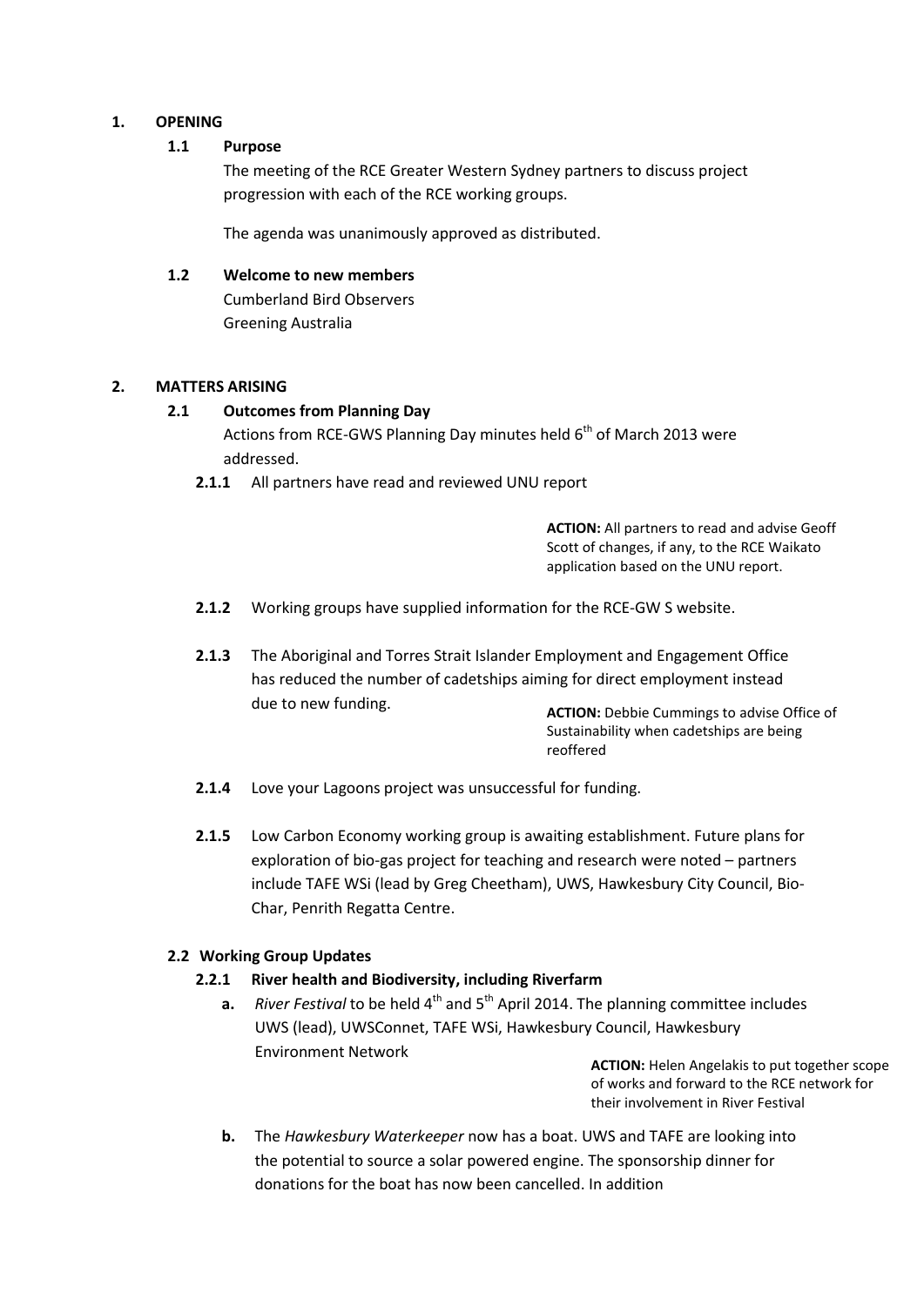## 1. OPENING

### 1.1 Purpose

The meeting of the RCE Greater Western Sydney partners to discuss project progression with each of the RCE working groups.

The agenda was unanimously approved as distributed.

### 1.2 Welcome to new members

Cumberland Bird Observers
Greening Australia

## 2. MATTERS ARISING

### 2.1 Outcomes from Planning Day

Actions from RCE-GWS Planning Day minutes held 6th of March 2013 were addressed.

**2.1.1** All partners have read and reviewed UNU report

> **ACTION:** All partners to read and advise Geoff Scott of changes, if any, to the RCE Waikato application based on the UNU report.

**2.1.2** Working groups have supplied information for the RCE-GW S website.

**2.1.3** The Aboriginal and Torres Strait Islander Employment and Engagement Office has reduced the number of cadetships aiming for direct employment instead due to new funding.

> **ACTION:** Debbie Cummings to advise Office of Sustainability when cadetships are being reoffered

**2.1.4** Love your Lagoons project was unsuccessful for funding.

**2.1.5** Low Carbon Economy working group is awaiting establishment. Future plans for exploration of bio-gas project for teaching and research were noted – partners include TAFE WSi (lead by Greg Cheetham), UWS, Hawkesbury City Council, Bio-Char, Penrith Regatta Centre.

### 2.2 Working Group Updates

#### 2.2.1 River health and Biodiversity, including Riverfarm

**a.** *River Festival* to be held 4th and 5th April 2014. The planning committee includes UWS (lead), UWSConnet, TAFE WSi, Hawkesbury Council, Hawkesbury Environment Network

> **ACTION:** Helen Angelakis to put together scope of works and forward to the RCE network for their involvement in River Festival

**b.** The *Hawkesbury Waterkeeper* now has a boat. UWS and TAFE are looking into the potential to source a solar powered engine. The sponsorship dinner for donations for the boat has now been cancelled. In addition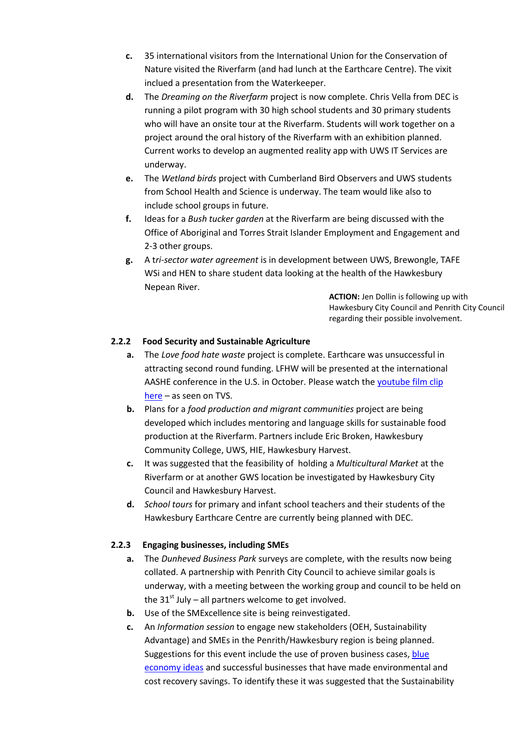c. 35 international visitors from the International Union for the Conservation of Nature visited the Riverfarm (and had lunch at the Earthcare Centre). The vixit inclued a presentation from the Waterkeeper.

d. The *Dreaming on the Riverfarm* project is now complete. Chris Vella from DEC is running a pilot program with 30 high school students and 30 primary students who will have an onsite tour at the Riverfarm. Students will work together on a project around the oral history of the Riverfarm with an exhibition planned. Current works to develop an augmented reality app with UWS IT Services are underway.

e. The *Wetland birds* project with Cumberland Bird Observers and UWS students from School Health and Science is underway. The team would like also to include school groups in future.

f. Ideas for a *Bush tucker garden* at the Riverfarm are being discussed with the Office of Aboriginal and Torres Strait Islander Employment and Engagement and 2-3 other groups.

g. A t*ri-sector water agreement* is in development between UWS, Brewongle, TAFE WSi and HEN to share student data looking at the health of the Hawkesbury Nepean River.

**ACTION:** Jen Dollin is following up with Hawkesbury City Council and Penrith City Council regarding their possible involvement.

### 2.2.2 Food Security and Sustainable Agriculture

a. The *Love food hate waste* project is complete. Earthcare was unsuccessful in attracting second round funding. LFHW will be presented at the international AASHE conference in the U.S. in October. Please watch the [youtube film clip here]() – as seen on TVS.

b. Plans for a *food production and migrant communities* project are being developed which includes mentoring and language skills for sustainable food production at the Riverfarm. Partners include Eric Broken, Hawkesbury Community College, UWS, HIE, Hawkesbury Harvest.

c. It was suggested that the feasibility of holding a *Multicultural Market* at the Riverfarm or at another GWS location be investigated by Hawkesbury City Council and Hawkesbury Harvest.

d. *School tours* for primary and infant school teachers and their students of the Hawkesbury Earthcare Centre are currently being planned with DEC.

### 2.2.3 Engaging businesses, including SMEs

a. The *Dunheved Business Park* surveys are complete, with the results now being collated. A partnership with Penrith City Council to achieve similar goals is underway, with a meeting between the working group and council to be held on the 31st July – all partners welcome to get involved.

b. Use of the SMExcellence site is being reinvestigated.

c. An *Information session* to engage new stakeholders (OEH, Sustainability Advantage) and SMEs in the Penrith/Hawkesbury region is being planned. Suggestions for this event include the use of proven business cases, [blue economy ideas]() and successful businesses that have made environmental and cost recovery savings. To identify these it was suggested that the Sustainability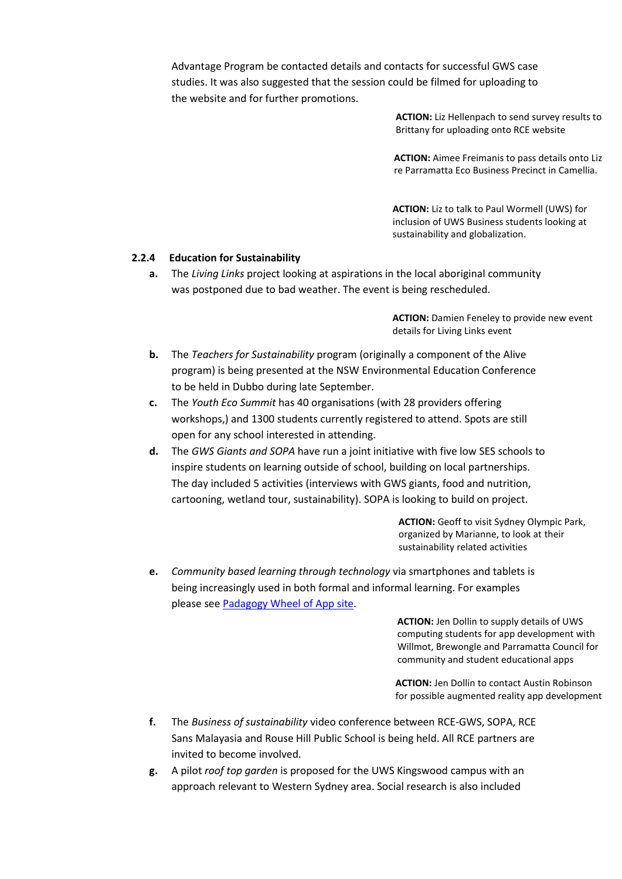Advantage Program be contacted details and contacts for successful GWS case studies. It was also suggested that the session could be filmed for uploading to the website and for further promotions.

**ACTION:** Liz Hellenpach to send survey results to Brittany for uploading onto RCE website

**ACTION:** Aimee Freimanis to pass details onto Liz re Parramatta Eco Business Precinct in Camellia.

**ACTION:** Liz to talk to Paul Wormell (UWS) for inclusion of UWS Business students looking at sustainability and globalization.

### 2.2.4 Education for Sustainability

**a.** The *Living Links* project looking at aspirations in the local aboriginal community was postponed due to bad weather. The event is being rescheduled.

**ACTION:** Damien Feneley to provide new event details for Living Links event

**b.** The *Teachers for Sustainability* program (originally a component of the Alive program) is being presented at the NSW Environmental Education Conference to be held in Dubbo during late September.

**c.** The *Youth Eco Summit* has 40 organisations (with 28 providers offering workshops,) and 1300 students currently registered to attend. Spots are still open for any school interested in attending.

**d.** The *GWS Giants and SOPA* have run a joint initiative with five low SES schools to inspire students on learning outside of school, building on local partnerships. The day included 5 activities (interviews with GWS giants, food and nutrition, cartooning, wetland tour, sustainability). SOPA is looking to build on project.

**ACTION:** Geoff to visit Sydney Olympic Park, organized by Marianne, to look at their sustainability related activities

**e.** *Community based learning through technology* via smartphones and tablets is being increasingly used in both formal and informal learning. For examples please see [Padagogy Wheel of App site]().

**ACTION:** Jen Dollin to supply details of UWS computing students for app development with Willmot, Brewongle and Parramatta Council for community and student educational apps

**ACTION:** Jen Dollin to contact Austin Robinson for possible augmented reality app development

**f.** The *Business of sustainability* video conference between RCE-GWS, SOPA, RCE Sans Malayasia and Rouse Hill Public School is being held. All RCE partners are invited to become involved.

**g.** A pilot *roof top garden* is proposed for the UWS Kingswood campus with an approach relevant to Western Sydney area. Social research is also included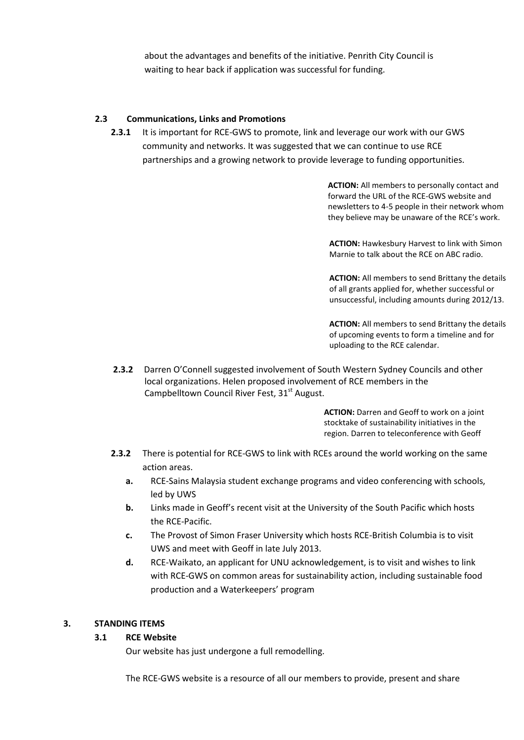about the advantages and benefits of the initiative. Penrith City Council is waiting to hear back if application was successful for funding.

**2.3 Communications, Links and Promotions**

**2.3.1** It is important for RCE-GWS to promote, link and leverage our work with our GWS community and networks. It was suggested that we can continue to use RCE partnerships and a growing network to provide leverage to funding opportunities.

**ACTION:** All members to personally contact and forward the URL of the RCE-GWS website and newsletters to 4-5 people in their network whom they believe may be unaware of the RCE's work.

**ACTION:** Hawkesbury Harvest to link with Simon Marnie to talk about the RCE on ABC radio.

**ACTION:** All members to send Brittany the details of all grants applied for, whether successful or unsuccessful, including amounts during 2012/13.

**ACTION:** All members to send Brittany the details of upcoming events to form a timeline and for uploading to the RCE calendar.

**2.3.2** Darren O'Connell suggested involvement of South Western Sydney Councils and other local organizations. Helen proposed involvement of RCE members in the Campbelltown Council River Fest, 31st August.

**ACTION:** Darren and Geoff to work on a joint stocktake of sustainability initiatives in the region. Darren to teleconference with Geoff

**2.3.2** There is potential for RCE-GWS to link with RCEs around the world working on the same action areas.

- **a.** RCE-Sains Malaysia student exchange programs and video conferencing with schools, led by UWS
- **b.** Links made in Geoff's recent visit at the University of the South Pacific which hosts the RCE-Pacific.
- **c.** The Provost of Simon Fraser University which hosts RCE-British Columbia is to visit UWS and meet with Geoff in late July 2013.
- **d.** RCE-Waikato, an applicant for UNU acknowledgement, is to visit and wishes to link with RCE-GWS on common areas for sustainability action, including sustainable food production and a Waterkeepers' program

## 3. STANDING ITEMS

### 3.1 RCE Website

Our website has just undergone a full remodelling.

The RCE-GWS website is a resource of all our members to provide, present and share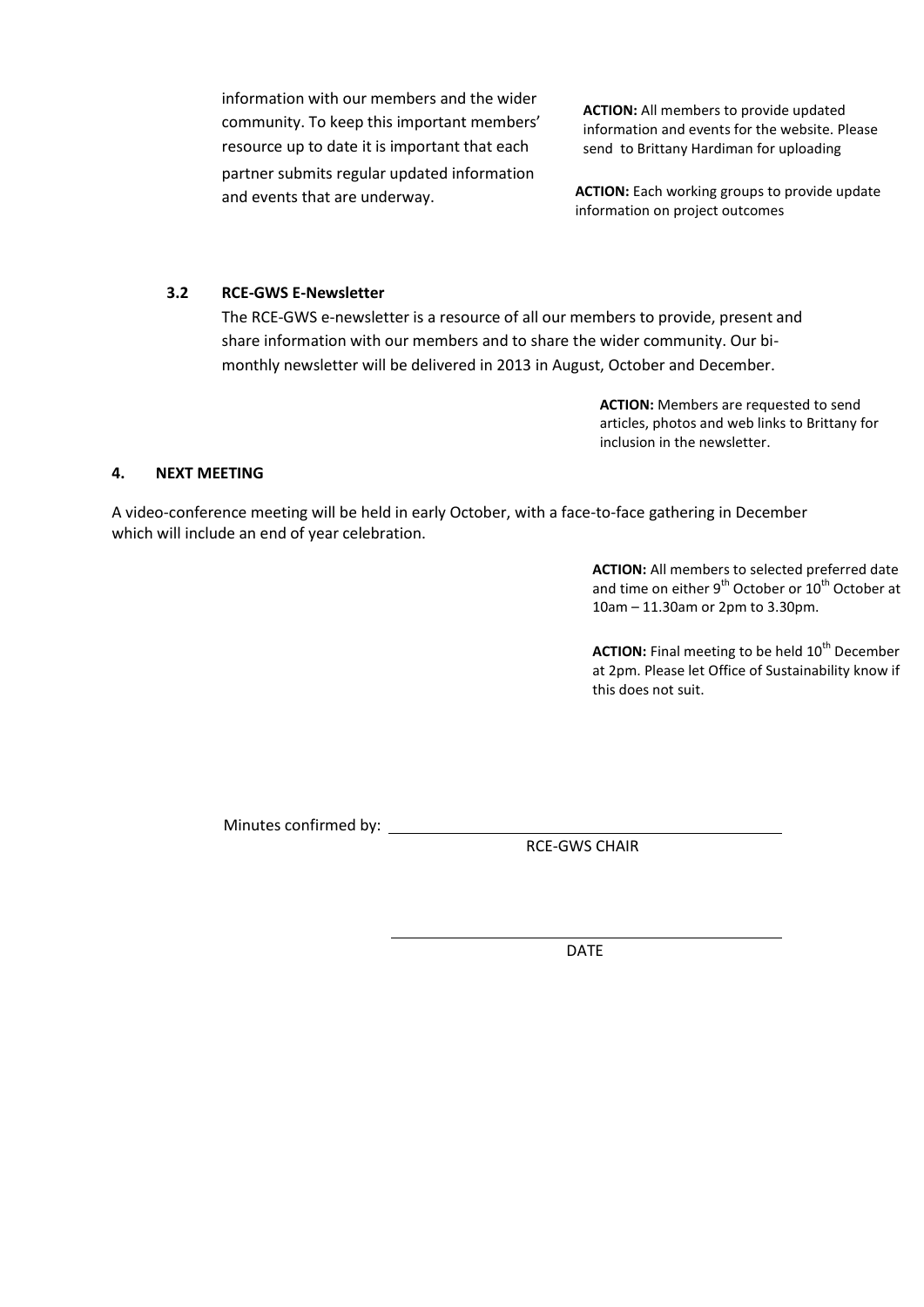information with our members and the wider community. To keep this important members' resource up to date it is important that each partner submits regular updated information and events that are underway.

**ACTION:** All members to provide updated information and events for the website. Please send to Brittany Hardiman for uploading

**ACTION:** Each working groups to provide update information on project outcomes

### 3.2 RCE-GWS E-Newsletter

The RCE-GWS e-newsletter is a resource of all our members to provide, present and share information with our members and to share the wider community. Our bi-monthly newsletter will be delivered in 2013 in August, October and December.

**ACTION:** Members are requested to send articles, photos and web links to Brittany for inclusion in the newsletter.

## 4. NEXT MEETING

A video-conference meeting will be held in early October, with a face-to-face gathering in December which will include an end of year celebration.

**ACTION:** All members to selected preferred date and time on either 9th October or 10th October at 10am – 11.30am or 2pm to 3.30pm.

**ACTION:** Final meeting to be held 10th December at 2pm. Please let Office of Sustainability know if this does not suit.

Minutes confirmed by: ______________________________

RCE-GWS CHAIR

______________________________

DATE